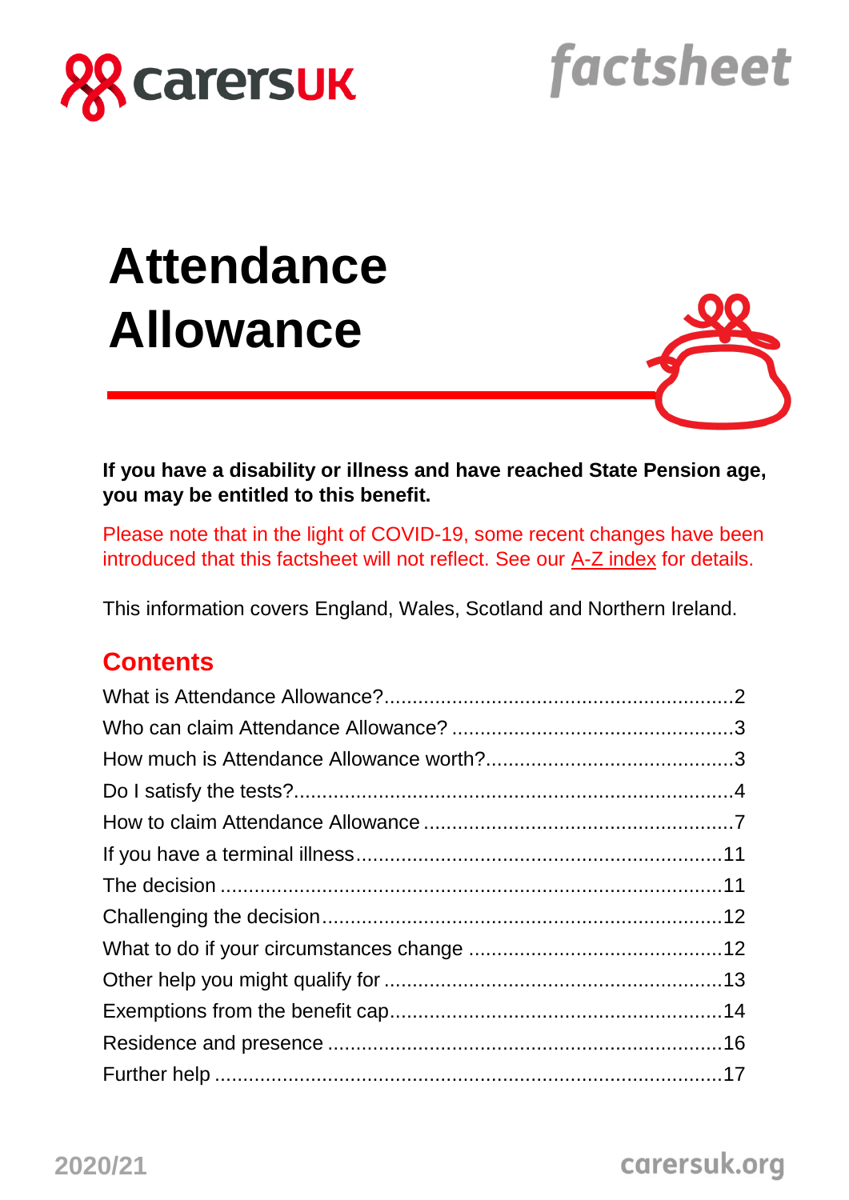carersUK

factsheet

# Attendance Allowance

**If you have a disability or illness and have reached State Pension age, you may be entitled to this benefit.**

Please note that in the light of COVID-19, some recent changes have been introduced that this factsheet will not reflect. See our A-Z index for details.

This information covers England, Wales, Scotland and Northern Ireland.

## Contents

What is Attendance Allowance?.............................................................2
Who can claim Attendance Allowance? .................................................3
How much is Attendance Allowance worth?...........................................3
Do I satisfy the tests?............................................................................4
How to claim Attendance Allowance ......................................................7
If you have a terminal illness................................................................11
The decision ........................................................................................11
Challenging the decision......................................................................12
What to do if your circumstances change ............................................12
Other help you might qualify for ...........................................................13
Exemptions from the benefit cap..........................................................14
Residence and presence .....................................................................16
Further help .........................................................................................17

2020/21

carersuk.org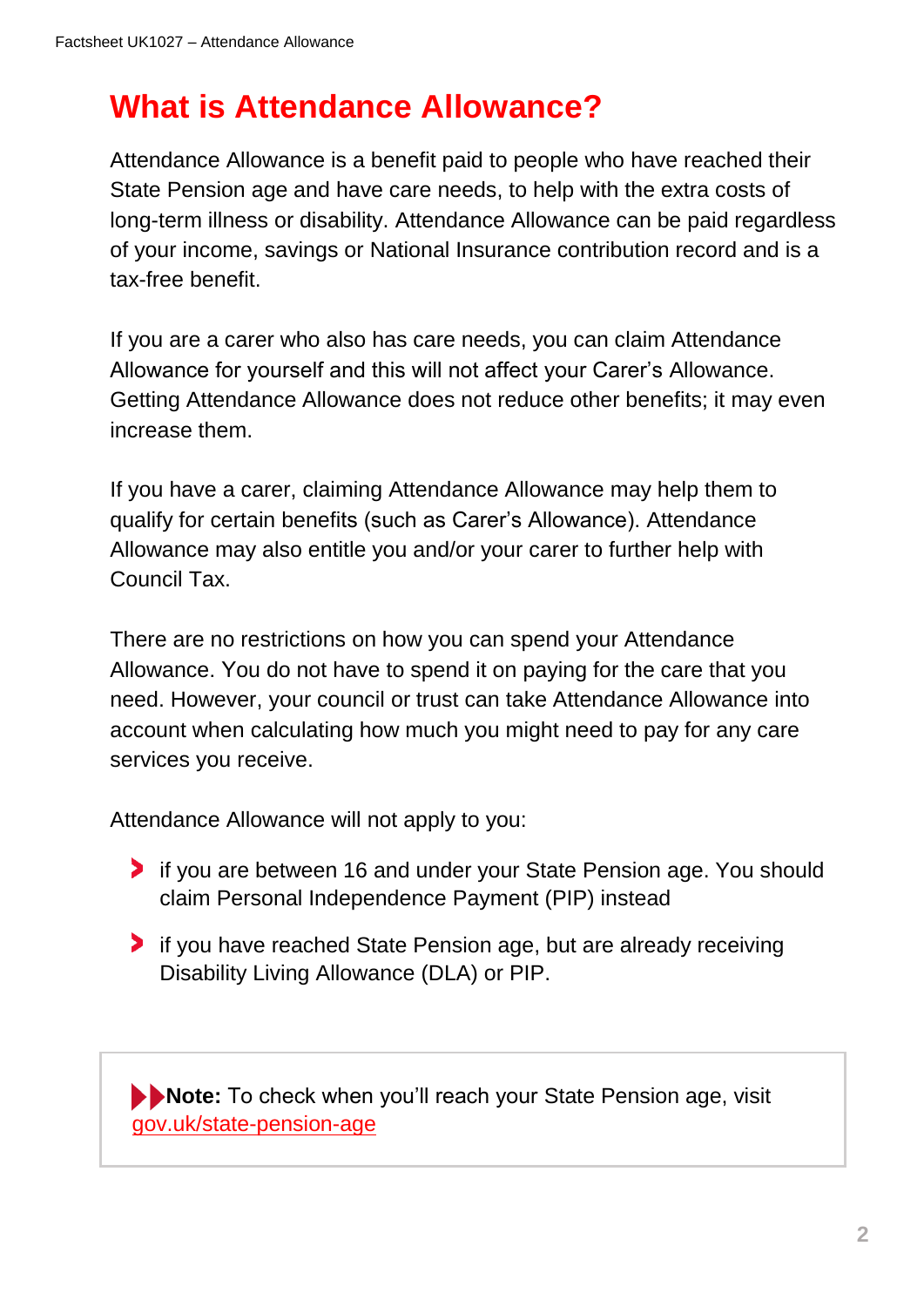# What is Attendance Allowance?

Attendance Allowance is a benefit paid to people who have reached their State Pension age and have care needs, to help with the extra costs of long-term illness or disability. Attendance Allowance can be paid regardless of your income, savings or National Insurance contribution record and is a tax-free benefit.

If you are a carer who also has care needs, you can claim Attendance Allowance for yourself and this will not affect your Carer's Allowance. Getting Attendance Allowance does not reduce other benefits; it may even increase them.

If you have a carer, claiming Attendance Allowance may help them to qualify for certain benefits (such as Carer's Allowance). Attendance Allowance may also entitle you and/or your carer to further help with Council Tax.

There are no restrictions on how you can spend your Attendance Allowance. You do not have to spend it on paying for the care that you need. However, your council or trust can take Attendance Allowance into account when calculating how much you might need to pay for any care services you receive.

Attendance Allowance will not apply to you:

- if you are between 16 and under your State Pension age. You should claim Personal Independence Payment (PIP) instead
- if you have reached State Pension age, but are already receiving Disability Living Allowance (DLA) or PIP.

**Note:** To check when you'll reach your State Pension age, visit gov.uk/state-pension-age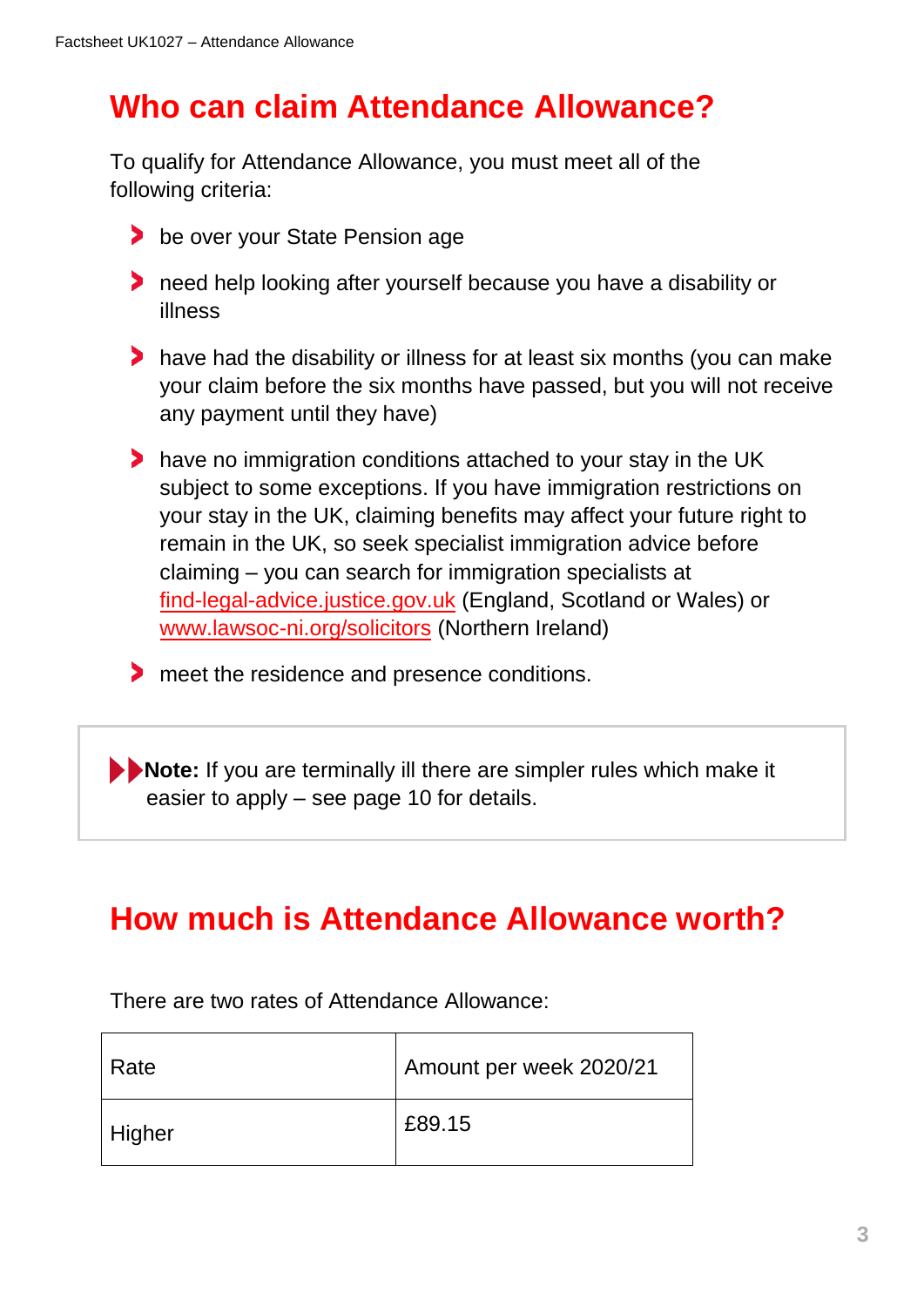## Who can claim Attendance Allowance?

To qualify for Attendance Allowance, you must meet all of the following criteria:

- be over your State Pension age
- need help looking after yourself because you have a disability or illness
- have had the disability or illness for at least six months (you can make your claim before the six months have passed, but you will not receive any payment until they have)
- have no immigration conditions attached to your stay in the UK subject to some exceptions. If you have immigration restrictions on your stay in the UK, claiming benefits may affect your future right to remain in the UK, so seek specialist immigration advice before claiming – you can search for immigration specialists at find-legal-advice.justice.gov.uk (England, Scotland or Wales) or www.lawsoc-ni.org/solicitors (Northern Ireland)
- meet the residence and presence conditions.

> **Note:** If you are terminally ill there are simpler rules which make it easier to apply – see page 10 for details.

## How much is Attendance Allowance worth?

There are two rates of Attendance Allowance:

| Rate | Amount per week 2020/21 |
| --- | --- |
| Higher | £89.15 |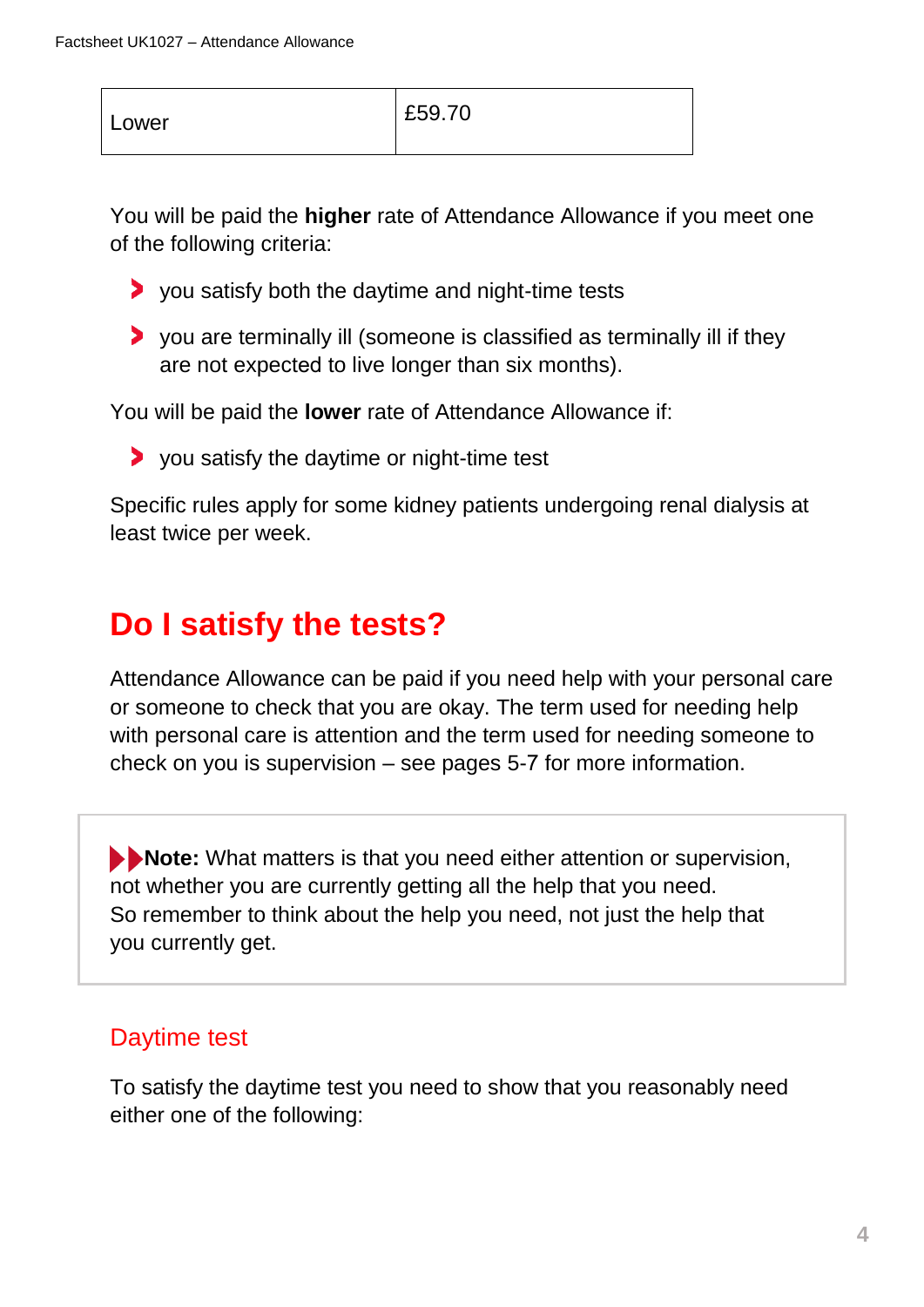| Lower | £59.70 |
|---|---|

You will be paid the **higher** rate of Attendance Allowance if you meet one of the following criteria:

- you satisfy both the daytime and night-time tests
- you are terminally ill (someone is classified as terminally ill if they are not expected to live longer than six months).

You will be paid the **lower** rate of Attendance Allowance if:

- you satisfy the daytime or night-time test

Specific rules apply for some kidney patients undergoing renal dialysis at least twice per week.

## Do I satisfy the tests?

Attendance Allowance can be paid if you need help with your personal care or someone to check that you are okay. The term used for needing help with personal care is attention and the term used for needing someone to check on you is supervision – see pages 5-7 for more information.

> **Note:** What matters is that you need either attention or supervision, not whether you are currently getting all the help that you need. So remember to think about the help you need, not just the help that you currently get.

### Daytime test

To satisfy the daytime test you need to show that you reasonably need either one of the following: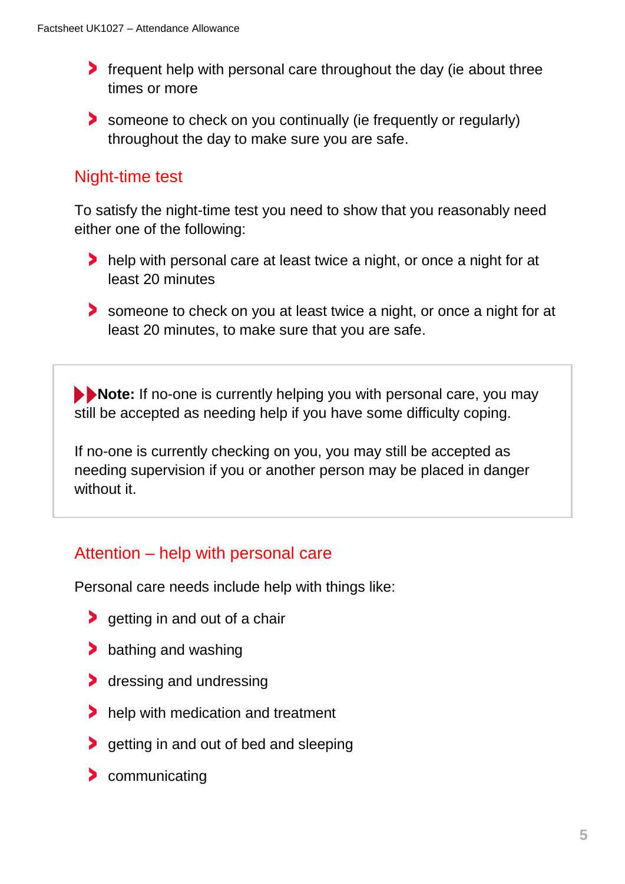- frequent help with personal care throughout the day (ie about three times or more
- someone to check on you continually (ie frequently or regularly) throughout the day to make sure you are safe.

## Night-time test

To satisfy the night-time test you need to show that you reasonably need either one of the following:

- help with personal care at least twice a night, or once a night for at least 20 minutes
- someone to check on you at least twice a night, or once a night for at least 20 minutes, to make sure that you are safe.

> **Note:** If no-one is currently helping you with personal care, you may still be accepted as needing help if you have some difficulty coping.
>
> If no-one is currently checking on you, you may still be accepted as needing supervision if you or another person may be placed in danger without it.

## Attention – help with personal care

Personal care needs include help with things like:

- getting in and out of a chair
- bathing and washing
- dressing and undressing
- help with medication and treatment
- getting in and out of bed and sleeping
- communicating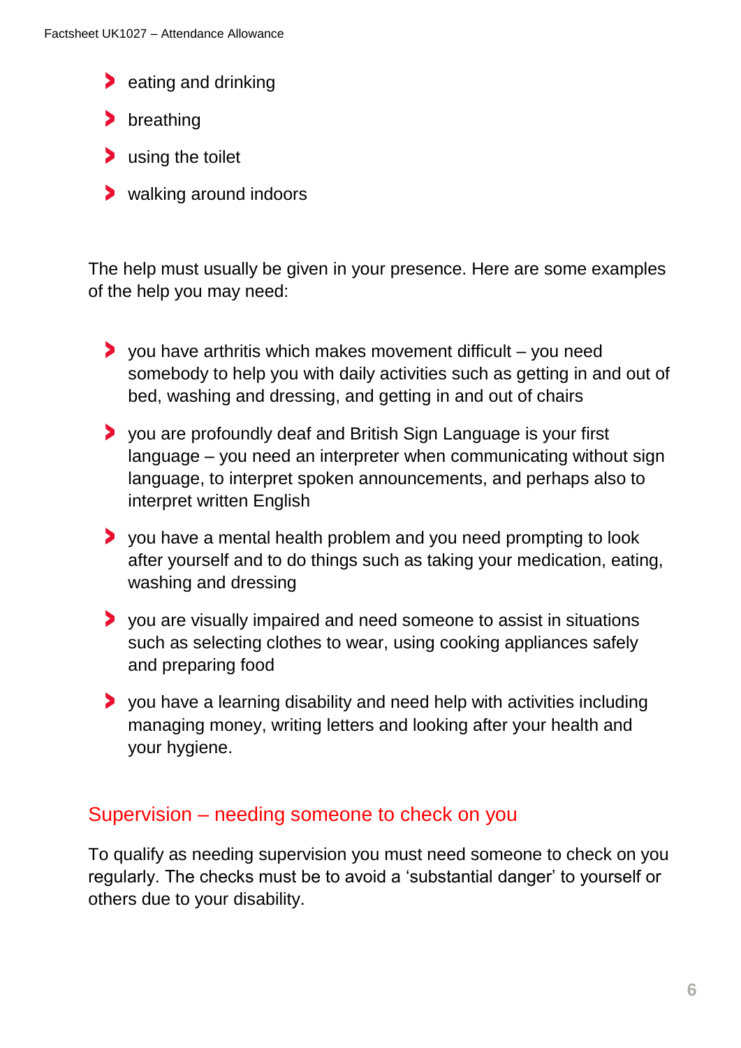- eating and drinking
- breathing
- using the toilet
- walking around indoors

The help must usually be given in your presence. Here are some examples of the help you may need:

- you have arthritis which makes movement difficult – you need somebody to help you with daily activities such as getting in and out of bed, washing and dressing, and getting in and out of chairs
- you are profoundly deaf and British Sign Language is your first language – you need an interpreter when communicating without sign language, to interpret spoken announcements, and perhaps also to interpret written English
- you have a mental health problem and you need prompting to look after yourself and to do things such as taking your medication, eating, washing and dressing
- you are visually impaired and need someone to assist in situations such as selecting clothes to wear, using cooking appliances safely and preparing food
- you have a learning disability and need help with activities including managing money, writing letters and looking after your health and your hygiene.

## Supervision – needing someone to check on you

To qualify as needing supervision you must need someone to check on you regularly. The checks must be to avoid a 'substantial danger' to yourself or others due to your disability.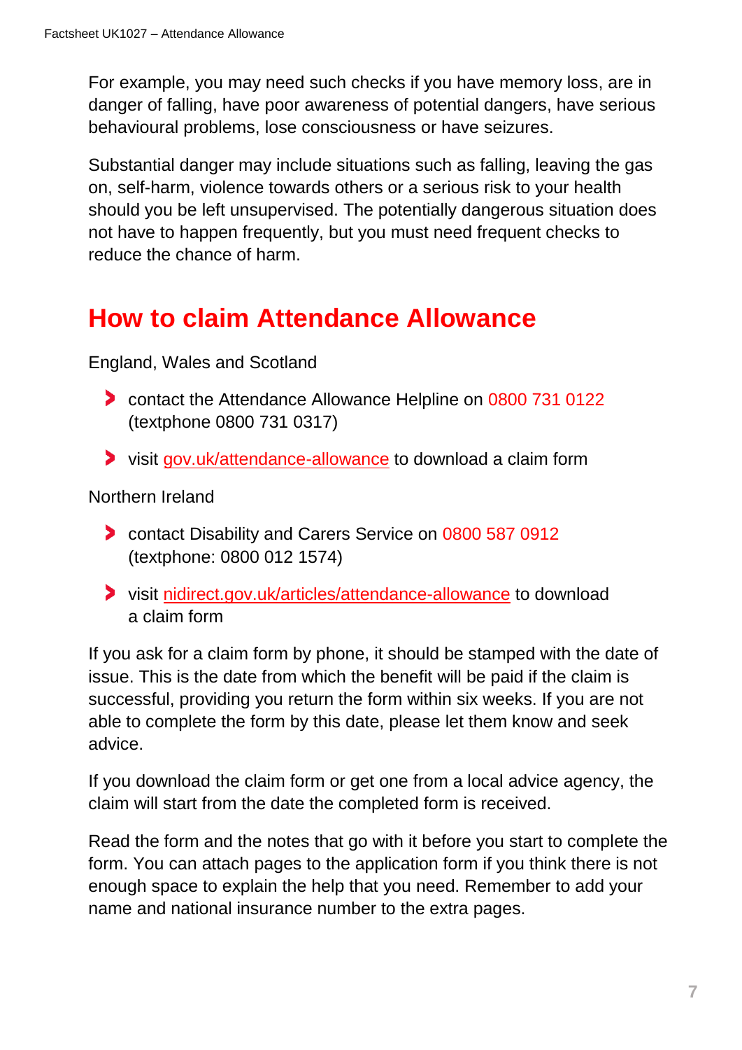For example, you may need such checks if you have memory loss, are in danger of falling, have poor awareness of potential dangers, have serious behavioural problems, lose consciousness or have seizures.

Substantial danger may include situations such as falling, leaving the gas on, self-harm, violence towards others or a serious risk to your health should you be left unsupervised. The potentially dangerous situation does not have to happen frequently, but you must need frequent checks to reduce the chance of harm.

## How to claim Attendance Allowance

England, Wales and Scotland

- contact the Attendance Allowance Helpline on 0800 731 0122 (textphone 0800 731 0317)
- visit gov.uk/attendance-allowance to download a claim form

Northern Ireland

- contact Disability and Carers Service on 0800 587 0912 (textphone: 0800 012 1574)
- visit nidirect.gov.uk/articles/attendance-allowance to download a claim form

If you ask for a claim form by phone, it should be stamped with the date of issue. This is the date from which the benefit will be paid if the claim is successful, providing you return the form within six weeks. If you are not able to complete the form by this date, please let them know and seek advice.

If you download the claim form or get one from a local advice agency, the claim will start from the date the completed form is received.

Read the form and the notes that go with it before you start to complete the form. You can attach pages to the application form if you think there is not enough space to explain the help that you need. Remember to add your name and national insurance number to the extra pages.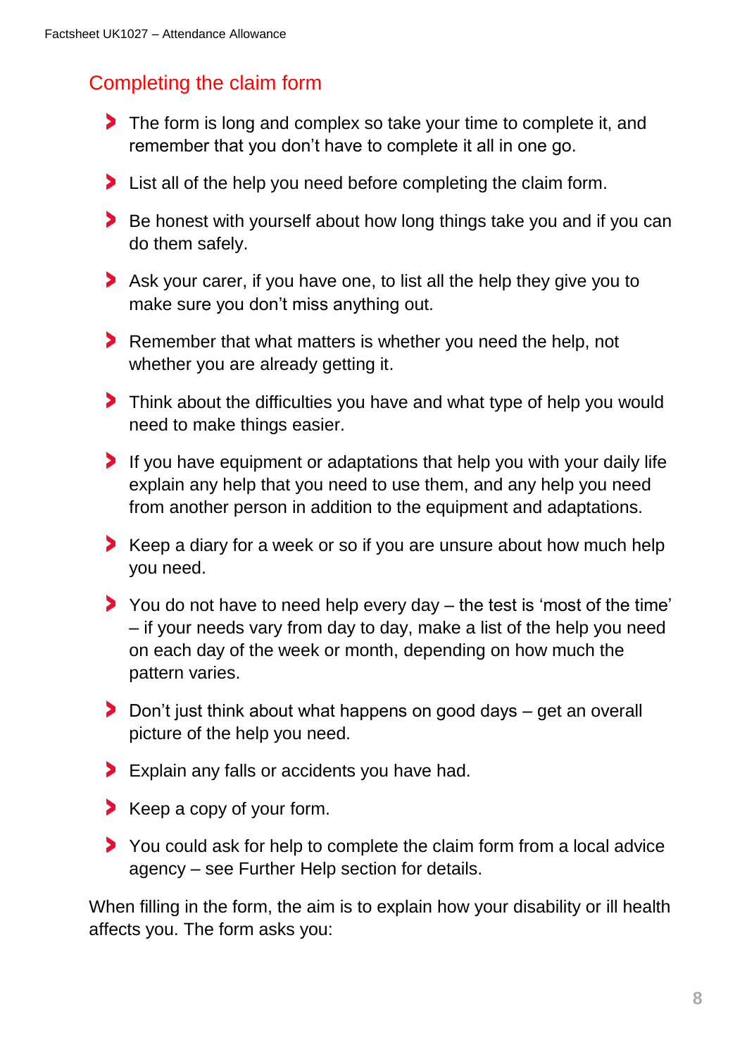## Completing the claim form

- The form is long and complex so take your time to complete it, and remember that you don't have to complete it all in one go.
- List all of the help you need before completing the claim form.
- Be honest with yourself about how long things take you and if you can do them safely.
- Ask your carer, if you have one, to list all the help they give you to make sure you don't miss anything out.
- Remember that what matters is whether you need the help, not whether you are already getting it.
- Think about the difficulties you have and what type of help you would need to make things easier.
- If you have equipment or adaptations that help you with your daily life explain any help that you need to use them, and any help you need from another person in addition to the equipment and adaptations.
- Keep a diary for a week or so if you are unsure about how much help you need.
- You do not have to need help every day – the test is 'most of the time' – if your needs vary from day to day, make a list of the help you need on each day of the week or month, depending on how much the pattern varies.
- Don't just think about what happens on good days – get an overall picture of the help you need.
- Explain any falls or accidents you have had.
- Keep a copy of your form.
- You could ask for help to complete the claim form from a local advice agency – see Further Help section for details.

When filling in the form, the aim is to explain how your disability or ill health affects you. The form asks you: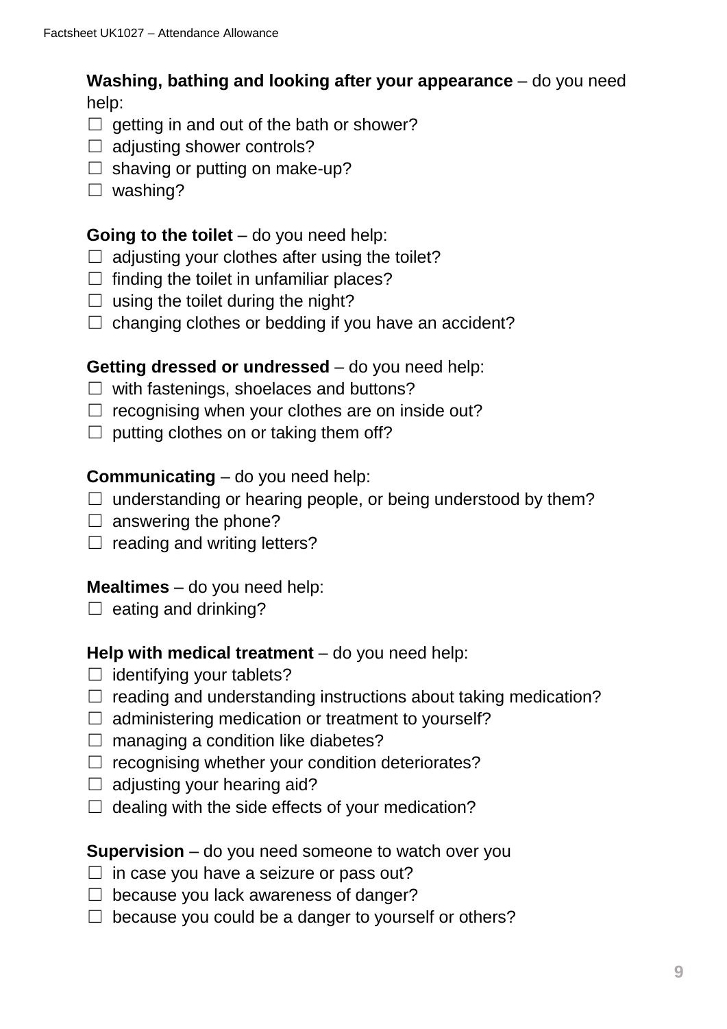**Washing, bathing and looking after your appearance** – do you need help:

☐ getting in and out of the bath or shower?
☐ adjusting shower controls?
☐ shaving or putting on make-up?
☐ washing?

**Going to the toilet** – do you need help:

☐ adjusting your clothes after using the toilet?
☐ finding the toilet in unfamiliar places?
☐ using the toilet during the night?
☐ changing clothes or bedding if you have an accident?

**Getting dressed or undressed** – do you need help:

☐ with fastenings, shoelaces and buttons?
☐ recognising when your clothes are on inside out?
☐ putting clothes on or taking them off?

**Communicating** – do you need help:

☐ understanding or hearing people, or being understood by them?
☐ answering the phone?
☐ reading and writing letters?

**Mealtimes** – do you need help:

☐ eating and drinking?

**Help with medical treatment** – do you need help:

☐ identifying your tablets?
☐ reading and understanding instructions about taking medication?
☐ administering medication or treatment to yourself?
☐ managing a condition like diabetes?
☐ recognising whether your condition deteriorates?
☐ adjusting your hearing aid?
☐ dealing with the side effects of your medication?

**Supervision** – do you need someone to watch over you

☐ in case you have a seizure or pass out?
☐ because you lack awareness of danger?
☐ because you could be a danger to yourself or others?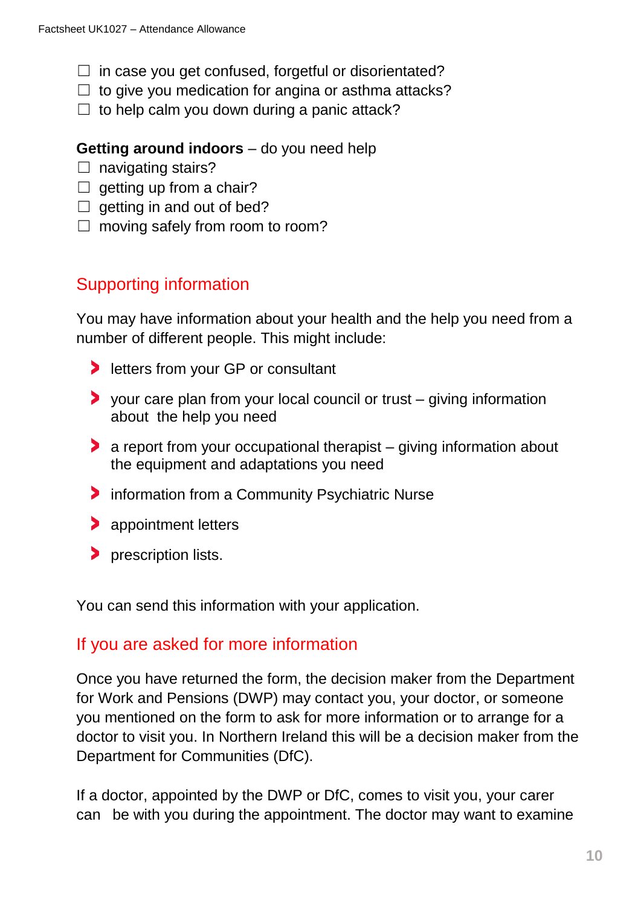- ☐ in case you get confused, forgetful or disorientated?
- ☐ to give you medication for angina or asthma attacks?
- ☐ to help calm you down during a panic attack?

**Getting around indoors** – do you need help

- ☐ navigating stairs?
- ☐ getting up from a chair?
- ☐ getting in and out of bed?
- ☐ moving safely from room to room?

## Supporting information

You may have information about your health and the help you need from a number of different people. This might include:

- letters from your GP or consultant
- your care plan from your local council or trust – giving information about the help you need
- a report from your occupational therapist – giving information about the equipment and adaptations you need
- information from a Community Psychiatric Nurse
- appointment letters
- prescription lists.

You can send this information with your application.

## If you are asked for more information

Once you have returned the form, the decision maker from the Department for Work and Pensions (DWP) may contact you, your doctor, or someone you mentioned on the form to ask for more information or to arrange for a doctor to visit you. In Northern Ireland this will be a decision maker from the Department for Communities (DfC).

If a doctor, appointed by the DWP or DfC, comes to visit you, your carer can be with you during the appointment. The doctor may want to examine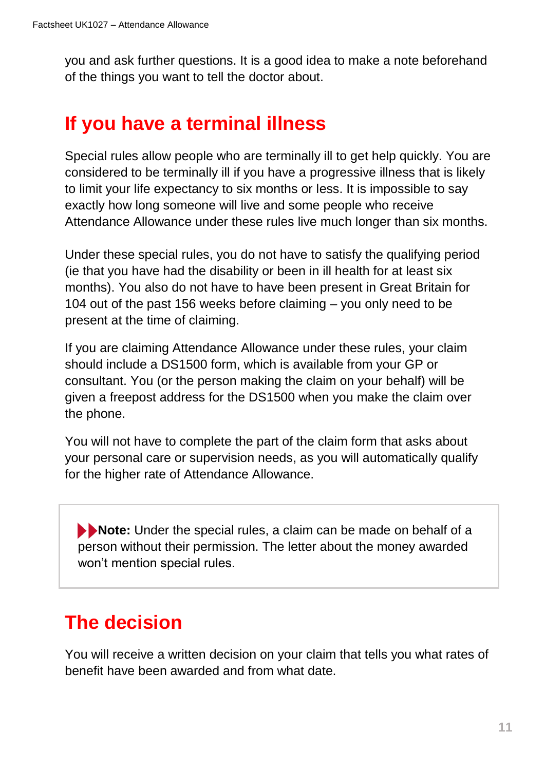you and ask further questions. It is a good idea to make a note beforehand of the things you want to tell the doctor about.

## If you have a terminal illness

Special rules allow people who are terminally ill to get help quickly. You are considered to be terminally ill if you have a progressive illness that is likely to limit your life expectancy to six months or less. It is impossible to say exactly how long someone will live and some people who receive Attendance Allowance under these rules live much longer than six months.

Under these special rules, you do not have to satisfy the qualifying period (ie that you have had the disability or been in ill health for at least six months). You also do not have to have been present in Great Britain for 104 out of the past 156 weeks before claiming – you only need to be present at the time of claiming.

If you are claiming Attendance Allowance under these rules, your claim should include a DS1500 form, which is available from your GP or consultant. You (or the person making the claim on your behalf) will be given a freepost address for the DS1500 when you make the claim over the phone.

You will not have to complete the part of the claim form that asks about your personal care or supervision needs, as you will automatically qualify for the higher rate of Attendance Allowance.

> **Note:** Under the special rules, a claim can be made on behalf of a person without their permission. The letter about the money awarded won't mention special rules.

## The decision

You will receive a written decision on your claim that tells you what rates of benefit have been awarded and from what date.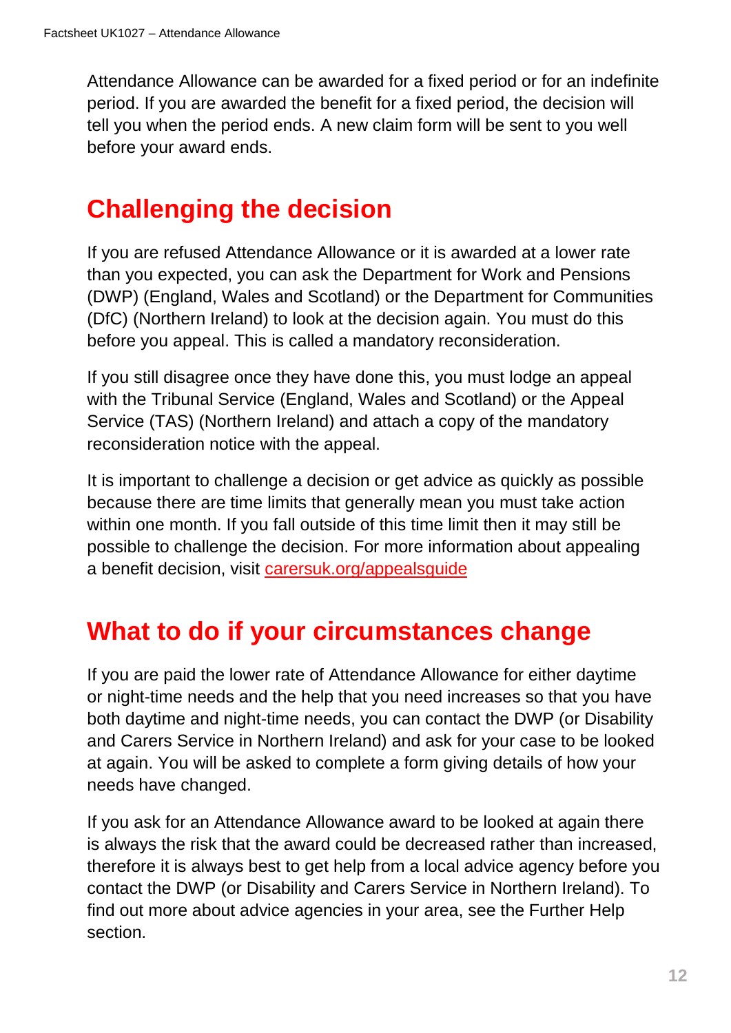Attendance Allowance can be awarded for a fixed period or for an indefinite period. If you are awarded the benefit for a fixed period, the decision will tell you when the period ends. A new claim form will be sent to you well before your award ends.

## Challenging the decision

If you are refused Attendance Allowance or it is awarded at a lower rate than you expected, you can ask the Department for Work and Pensions (DWP) (England, Wales and Scotland) or the Department for Communities (DfC) (Northern Ireland) to look at the decision again. You must do this before you appeal. This is called a mandatory reconsideration.

If you still disagree once they have done this, you must lodge an appeal with the Tribunal Service (England, Wales and Scotland) or the Appeal Service (TAS) (Northern Ireland) and attach a copy of the mandatory reconsideration notice with the appeal.

It is important to challenge a decision or get advice as quickly as possible because there are time limits that generally mean you must take action within one month. If you fall outside of this time limit then it may still be possible to challenge the decision. For more information about appealing a benefit decision, visit carersuk.org/appealsguide

## What to do if your circumstances change

If you are paid the lower rate of Attendance Allowance for either daytime or night-time needs and the help that you need increases so that you have both daytime and night-time needs, you can contact the DWP (or Disability and Carers Service in Northern Ireland) and ask for your case to be looked at again. You will be asked to complete a form giving details of how your needs have changed.

If you ask for an Attendance Allowance award to be looked at again there is always the risk that the award could be decreased rather than increased, therefore it is always best to get help from a local advice agency before you contact the DWP (or Disability and Carers Service in Northern Ireland). To find out more about advice agencies in your area, see the Further Help section.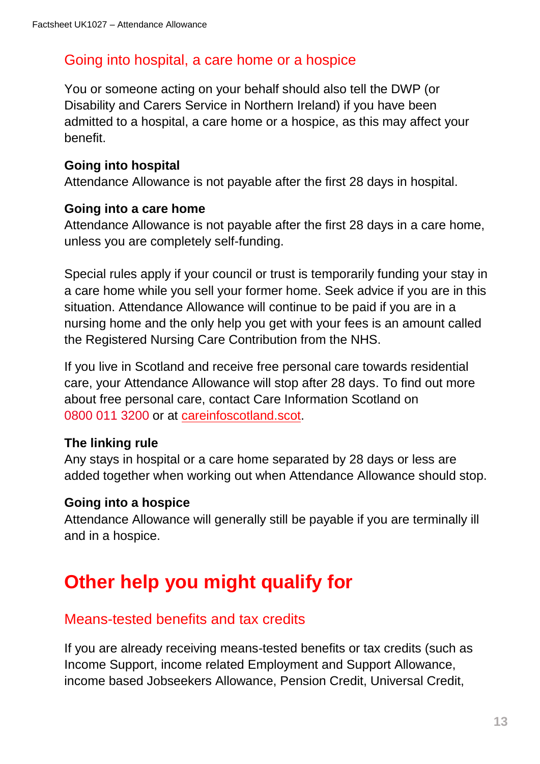## Going into hospital, a care home or a hospice

You or someone acting on your behalf should also tell the DWP (or Disability and Carers Service in Northern Ireland) if you have been admitted to a hospital, a care home or a hospice, as this may affect your benefit.

**Going into hospital**
Attendance Allowance is not payable after the first 28 days in hospital.

**Going into a care home**
Attendance Allowance is not payable after the first 28 days in a care home, unless you are completely self-funding.

Special rules apply if your council or trust is temporarily funding your stay in a care home while you sell your former home. Seek advice if you are in this situation. Attendance Allowance will continue to be paid if you are in a nursing home and the only help you get with your fees is an amount called the Registered Nursing Care Contribution from the NHS.

If you live in Scotland and receive free personal care towards residential care, your Attendance Allowance will stop after 28 days. To find out more about free personal care, contact Care Information Scotland on 0800 011 3200 or at [careinfoscotland.scot](careinfoscotland.scot).

**The linking rule**
Any stays in hospital or a care home separated by 28 days or less are added together when working out when Attendance Allowance should stop.

**Going into a hospice**
Attendance Allowance will generally still be payable if you are terminally ill and in a hospice.

# Other help you might qualify for

## Means-tested benefits and tax credits

If you are already receiving means-tested benefits or tax credits (such as Income Support, income related Employment and Support Allowance, income based Jobseekers Allowance, Pension Credit, Universal Credit,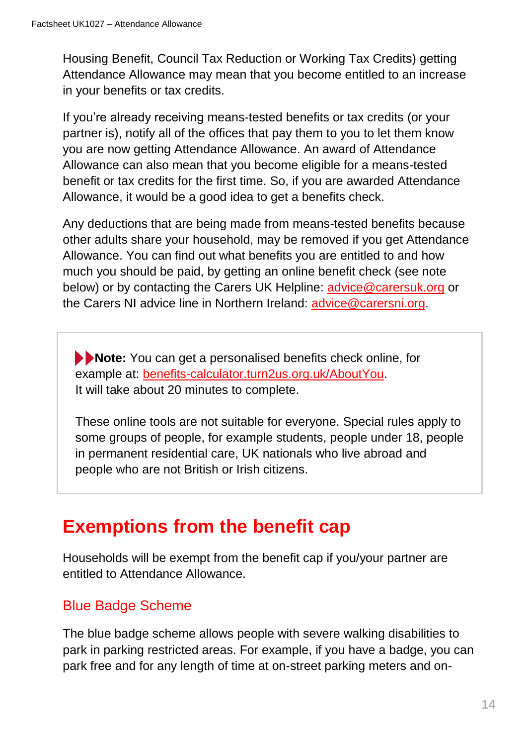Housing Benefit, Council Tax Reduction or Working Tax Credits) getting Attendance Allowance may mean that you become entitled to an increase in your benefits or tax credits.

If you're already receiving means-tested benefits or tax credits (or your partner is), notify all of the offices that pay them to you to let them know you are now getting Attendance Allowance. An award of Attendance Allowance can also mean that you become eligible for a means-tested benefit or tax credits for the first time. So, if you are awarded Attendance Allowance, it would be a good idea to get a benefits check.

Any deductions that are being made from means-tested benefits because other adults share your household, may be removed if you get Attendance Allowance. You can find out what benefits you are entitled to and how much you should be paid, by getting an online benefit check (see note below) or by contacting the Carers UK Helpline: advice@carersuk.org or the Carers NI advice line in Northern Ireland: advice@carersni.org.

> **Note:** You can get a personalised benefits check online, for example at: benefits-calculator.turn2us.org.uk/AboutYou.
> It will take about 20 minutes to complete.
>
> These online tools are not suitable for everyone. Special rules apply to some groups of people, for example students, people under 18, people in permanent residential care, UK nationals who live abroad and people who are not British or Irish citizens.

## Exemptions from the benefit cap

Households will be exempt from the benefit cap if you/your partner are entitled to Attendance Allowance.

### Blue Badge Scheme

The blue badge scheme allows people with severe walking disabilities to park in parking restricted areas. For example, if you have a badge, you can park free and for any length of time at on-street parking meters and on-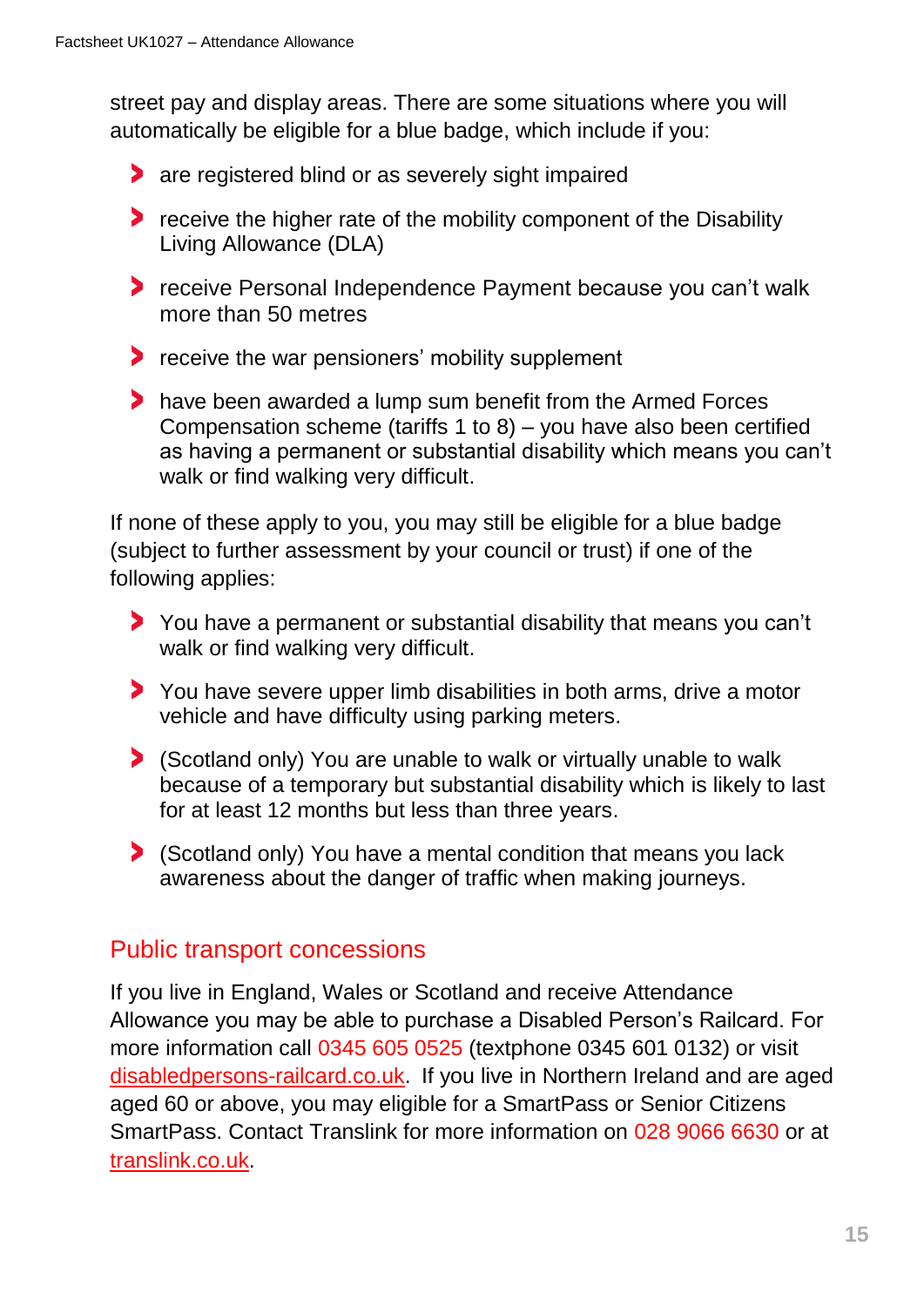street pay and display areas. There are some situations where you will automatically be eligible for a blue badge, which include if you:

- are registered blind or as severely sight impaired
- receive the higher rate of the mobility component of the Disability Living Allowance (DLA)
- receive Personal Independence Payment because you can't walk more than 50 metres
- receive the war pensioners' mobility supplement
- have been awarded a lump sum benefit from the Armed Forces Compensation scheme (tariffs 1 to 8) – you have also been certified as having a permanent or substantial disability which means you can't walk or find walking very difficult.

If none of these apply to you, you may still be eligible for a blue badge (subject to further assessment by your council or trust) if one of the following applies:

- You have a permanent or substantial disability that means you can't walk or find walking very difficult.
- You have severe upper limb disabilities in both arms, drive a motor vehicle and have difficulty using parking meters.
- (Scotland only) You are unable to walk or virtually unable to walk because of a temporary but substantial disability which is likely to last for at least 12 months but less than three years.
- (Scotland only) You have a mental condition that means you lack awareness about the danger of traffic when making journeys.

## Public transport concessions

If you live in England, Wales or Scotland and receive Attendance Allowance you may be able to purchase a Disabled Person's Railcard. For more information call 0345 605 0525 (textphone 0345 601 0132) or visit disabledpersons-railcard.co.uk. If you live in Northern Ireland and are aged aged 60 or above, you may eligible for a SmartPass or Senior Citizens SmartPass. Contact Translink for more information on 028 9066 6630 or at translink.co.uk.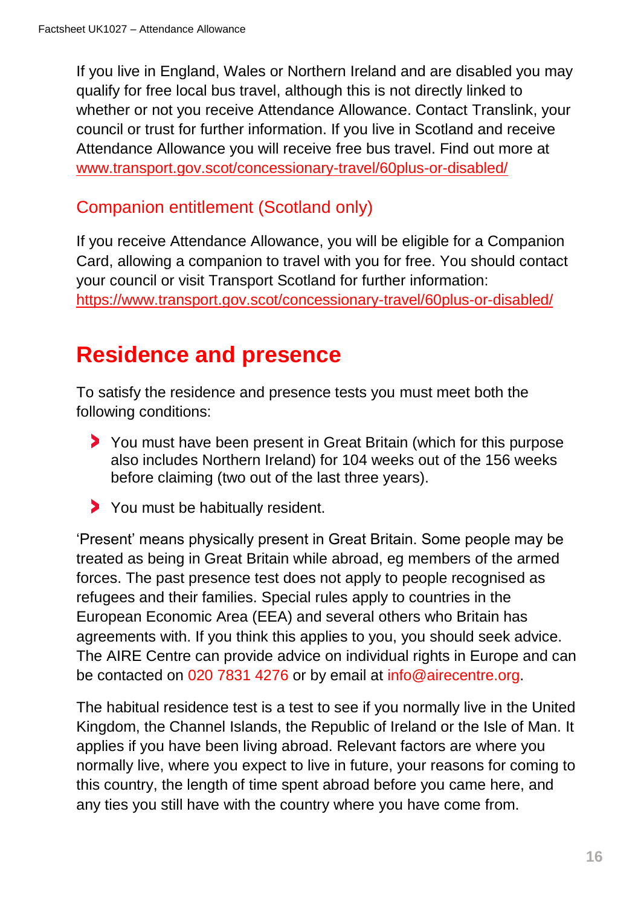If you live in England, Wales or Northern Ireland and are disabled you may qualify for free local bus travel, although this is not directly linked to whether or not you receive Attendance Allowance. Contact Translink, your council or trust for further information. If you live in Scotland and receive Attendance Allowance you will receive free bus travel. Find out more at www.transport.gov.scot/concessionary-travel/60plus-or-disabled/

### Companion entitlement (Scotland only)

If you receive Attendance Allowance, you will be eligible for a Companion Card, allowing a companion to travel with you for free. You should contact your council or visit Transport Scotland for further information: https://www.transport.gov.scot/concessionary-travel/60plus-or-disabled/

## Residence and presence

To satisfy the residence and presence tests you must meet both the following conditions:

- You must have been present in Great Britain (which for this purpose also includes Northern Ireland) for 104 weeks out of the 156 weeks before claiming (two out of the last three years).
- You must be habitually resident.

'Present' means physically present in Great Britain. Some people may be treated as being in Great Britain while abroad, eg members of the armed forces. The past presence test does not apply to people recognised as refugees and their families. Special rules apply to countries in the European Economic Area (EEA) and several others who Britain has agreements with. If you think this applies to you, you should seek advice. The AIRE Centre can provide advice on individual rights in Europe and can be contacted on 020 7831 4276 or by email at info@airecentre.org.

The habitual residence test is a test to see if you normally live in the United Kingdom, the Channel Islands, the Republic of Ireland or the Isle of Man. It applies if you have been living abroad. Relevant factors are where you normally live, where you expect to live in future, your reasons for coming to this country, the length of time spent abroad before you came here, and any ties you still have with the country where you have come from.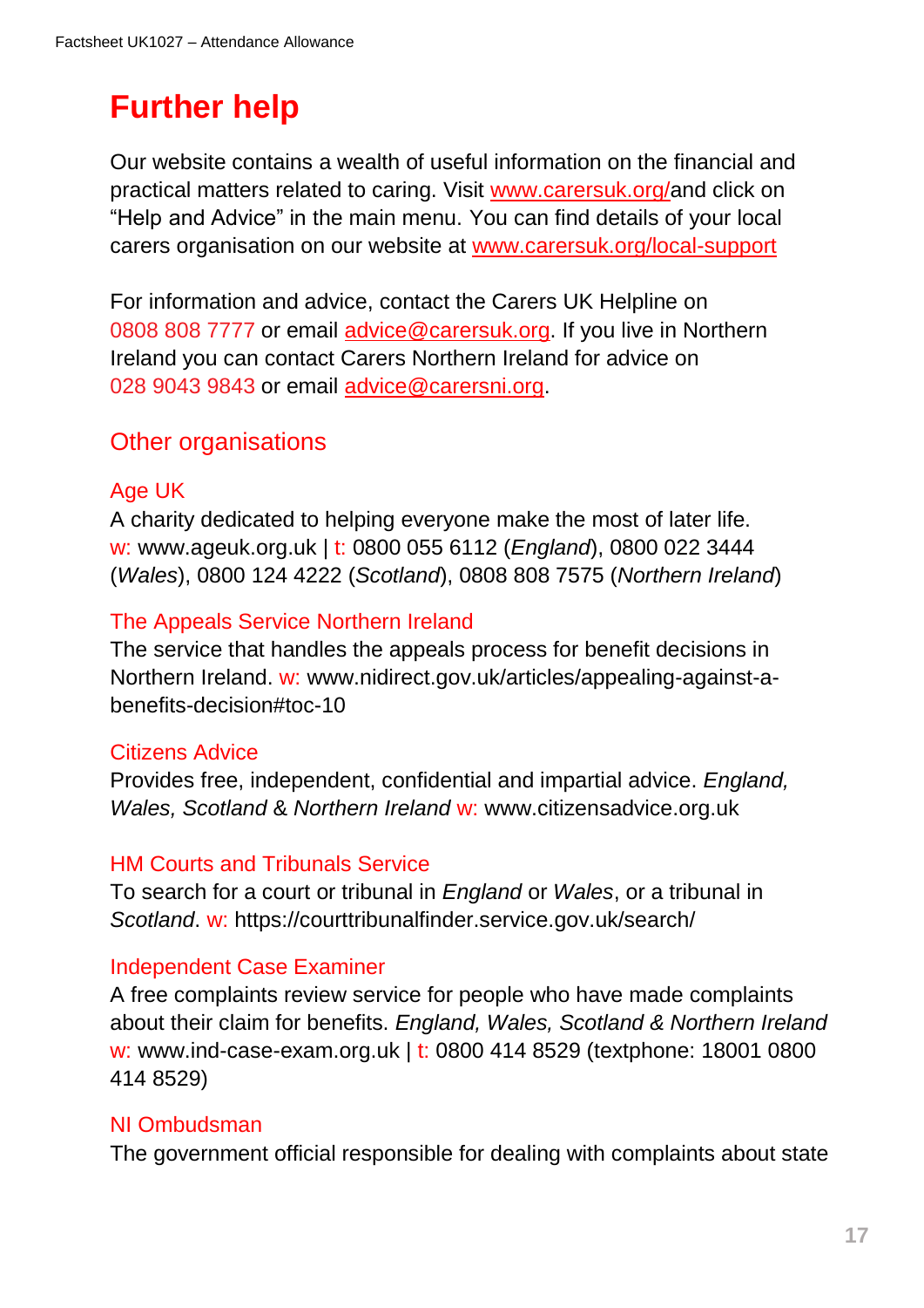# Further help

Our website contains a wealth of useful information on the financial and practical matters related to caring. Visit www.carersuk.org/and click on "Help and Advice" in the main menu. You can find details of your local carers organisation on our website at www.carersuk.org/local-support

For information and advice, contact the Carers UK Helpline on 0808 808 7777 or email advice@carersuk.org. If you live in Northern Ireland you can contact Carers Northern Ireland for advice on 028 9043 9843 or email advice@carersni.org.

## Other organisations

### Age UK

A charity dedicated to helping everyone make the most of later life.
w: www.ageuk.org.uk | t: 0800 055 6112 (*England*), 0800 022 3444 (*Wales*), 0800 124 4222 (*Scotland*), 0808 808 7575 (*Northern Ireland*)

### The Appeals Service Northern Ireland

The service that handles the appeals process for benefit decisions in Northern Ireland. w: www.nidirect.gov.uk/articles/appealing-against-a-benefits-decision#toc-10

### Citizens Advice

Provides free, independent, confidential and impartial advice. *England, Wales, Scotland* & *Northern Ireland* w: www.citizensadvice.org.uk

### HM Courts and Tribunals Service

To search for a court or tribunal in *England* or *Wales*, or a tribunal in *Scotland*. w: https://courttribunalfinder.service.gov.uk/search/

### Independent Case Examiner

A free complaints review service for people who have made complaints about their claim for benefits. *England, Wales, Scotland & Northern Ireland*
w: www.ind-case-exam.org.uk | t: 0800 414 8529 (textphone: 18001 0800 414 8529)

### NI Ombudsman

The government official responsible for dealing with complaints about state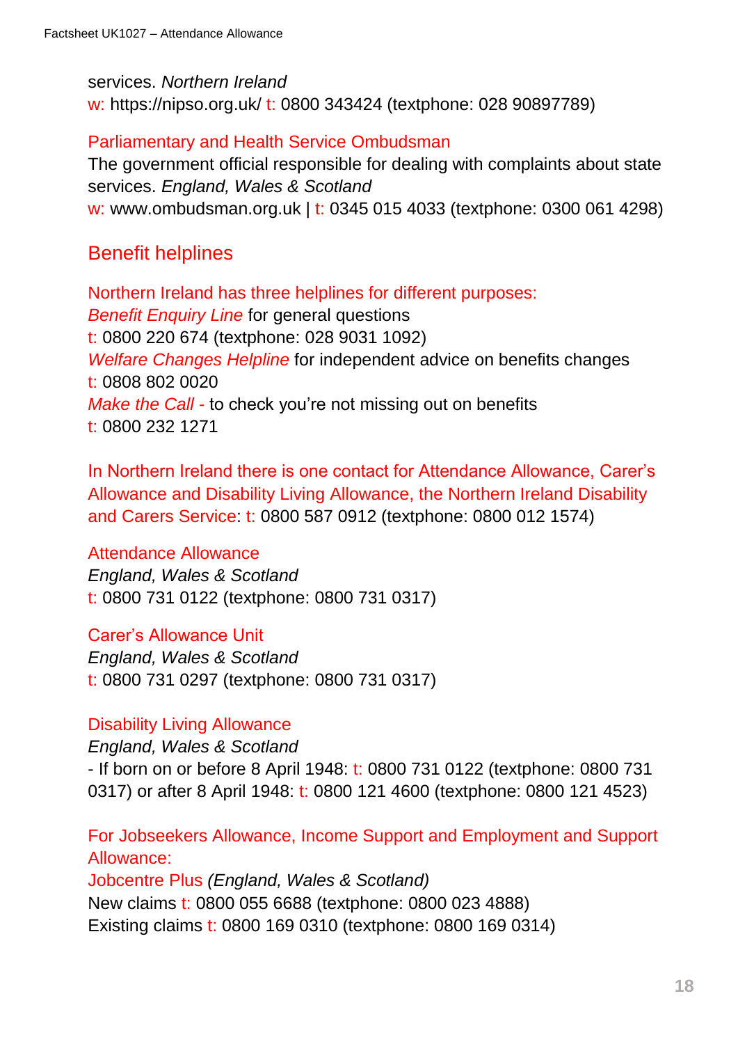services. *Northern Ireland*
w: https://nipso.org.uk/ t: 0800 343424 (textphone: 028 90897789)

Parliamentary and Health Service Ombudsman
The government official responsible for dealing with complaints about state services. *England, Wales & Scotland*
w: www.ombudsman.org.uk | t: 0345 015 4033 (textphone: 0300 061 4298)

## Benefit helplines

Northern Ireland has three helplines for different purposes:
*Benefit Enquiry Line* for general questions
t: 0800 220 674 (textphone: 028 9031 1092)
*Welfare Changes Helpline* for independent advice on benefits changes
t: 0808 802 0020
*Make the Call* - to check you're not missing out on benefits
t: 0800 232 1271

In Northern Ireland there is one contact for Attendance Allowance, Carer's Allowance and Disability Living Allowance, the Northern Ireland Disability and Carers Service: t: 0800 587 0912 (textphone: 0800 012 1574)

Attendance Allowance
*England, Wales & Scotland*
t: 0800 731 0122 (textphone: 0800 731 0317)

Carer's Allowance Unit
*England, Wales & Scotland*
t: 0800 731 0297 (textphone: 0800 731 0317)

Disability Living Allowance
*England, Wales & Scotland*
- If born on or before 8 April 1948: t: 0800 731 0122 (textphone: 0800 731 0317) or after 8 April 1948: t: 0800 121 4600 (textphone: 0800 121 4523)

For Jobseekers Allowance, Income Support and Employment and Support Allowance:
Jobcentre Plus *(England, Wales & Scotland)*
New claims t: 0800 055 6688 (textphone: 0800 023 4888)
Existing claims t: 0800 169 0310 (textphone: 0800 169 0314)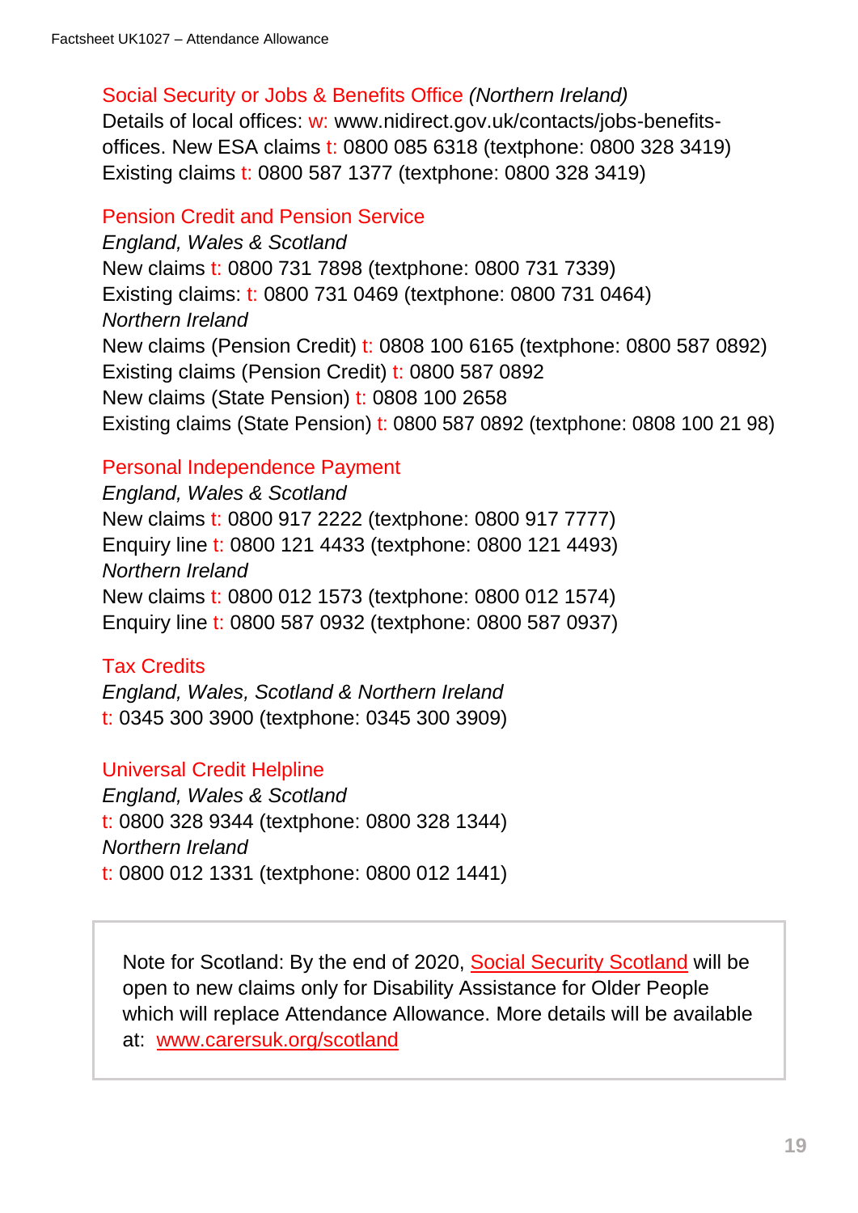### Social Security or Jobs & Benefits Office *(Northern Ireland)*

Details of local offices: w: www.nidirect.gov.uk/contacts/jobs-benefits-offices. New ESA claims t: 0800 085 6318 (textphone: 0800 328 3419)
Existing claims t: 0800 587 1377 (textphone: 0800 328 3419)

### Pension Credit and Pension Service

*England, Wales & Scotland*
New claims t: 0800 731 7898 (textphone: 0800 731 7339)
Existing claims: t: 0800 731 0469 (textphone: 0800 731 0464)
*Northern Ireland*
New claims (Pension Credit) t: 0808 100 6165 (textphone: 0800 587 0892)
Existing claims (Pension Credit) t: 0800 587 0892
New claims (State Pension) t: 0808 100 2658
Existing claims (State Pension) t: 0800 587 0892 (textphone: 0808 100 21 98)

### Personal Independence Payment

*England, Wales & Scotland*
New claims t: 0800 917 2222 (textphone: 0800 917 7777)
Enquiry line t: 0800 121 4433 (textphone: 0800 121 4493)
*Northern Ireland*
New claims t: 0800 012 1573 (textphone: 0800 012 1574)
Enquiry line t: 0800 587 0932 (textphone: 0800 587 0937)

### Tax Credits

*England, Wales, Scotland & Northern Ireland*
t: 0345 300 3900 (textphone: 0345 300 3909)

### Universal Credit Helpline

*England, Wales & Scotland*
t: 0800 328 9344 (textphone: 0800 328 1344)
*Northern Ireland*
t: 0800 012 1331 (textphone: 0800 012 1441)

> Note for Scotland: By the end of 2020, Social Security Scotland will be open to new claims only for Disability Assistance for Older People which will replace Attendance Allowance. More details will be available at: www.carersuk.org/scotland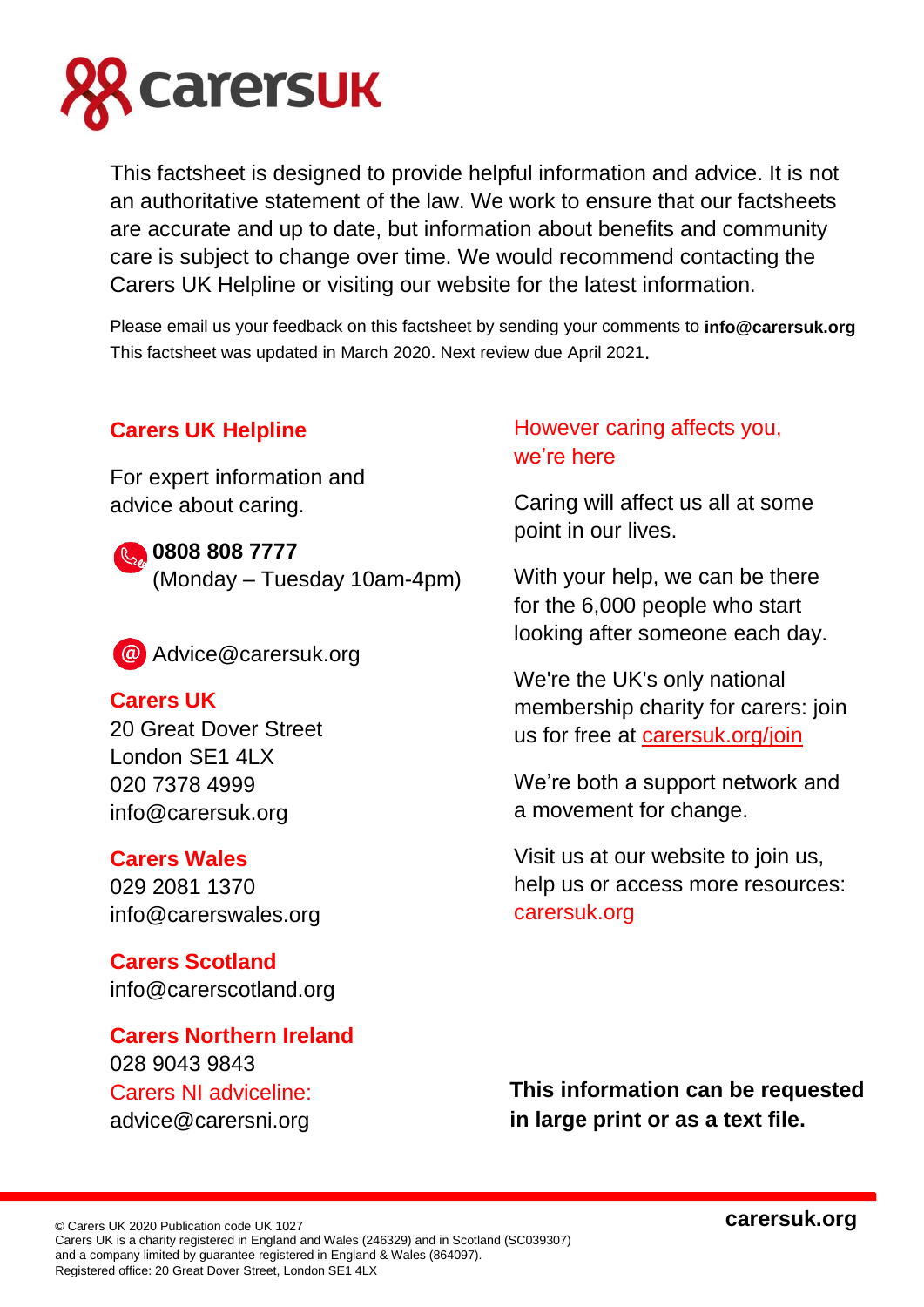# carersUK

This factsheet is designed to provide helpful information and advice. It is not an authoritative statement of the law. We work to ensure that our factsheets are accurate and up to date, but information about benefits and community care is subject to change over time. We would recommend contacting the Carers UK Helpline or visiting our website for the latest information.

Please email us your feedback on this factsheet by sending your comments to **info@carersuk.org**
This factsheet was updated in March 2020. Next review due April 2021.

## Carers UK Helpline

For expert information and advice about caring.

**0808 808 7777**
(Monday – Tuesday 10am-4pm)

Advice@carersuk.org

## Carers UK

20 Great Dover Street
London SE1 4LX
020 7378 4999
info@carersuk.org

## Carers Wales

029 2081 1370
info@carerswales.org

## Carers Scotland

info@carerscotland.org

## Carers Northern Ireland

028 9043 9843
Carers NI adviceline:
advice@carersni.org

## However caring affects you, we're here

Caring will affect us all at some point in our lives.

With your help, we can be there for the 6,000 people who start looking after someone each day.

We're the UK's only national membership charity for carers: join us for free at carersuk.org/join

We're both a support network and a movement for change.

Visit us at our website to join us, help us or access more resources: carersuk.org

**This information can be requested in large print or as a text file.**

© Carers UK 2020 Publication code UK 1027
Carers UK is a charity registered in England and Wales (246329) and in Scotland (SC039307) and a company limited by guarantee registered in England & Wales (864097).
Registered office: 20 Great Dover Street, London SE1 4LX

**carersuk.org**